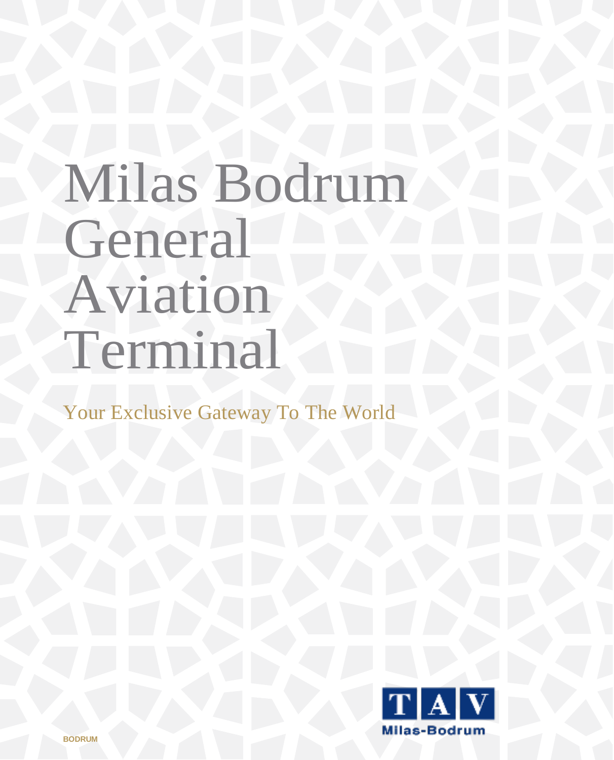# Milas Bodrum General Aviation Terminal

Your Exclusive Gateway To The World

TAV Milas-Bodrum

BODRUM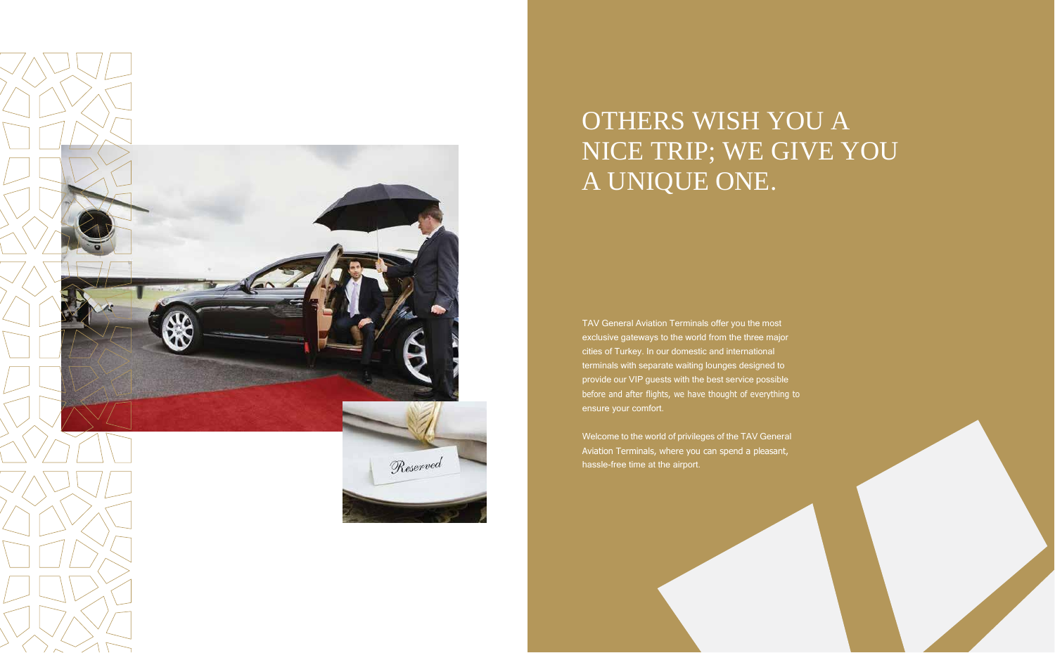# OTHERS WISH YOU A NICE TRIP; WE GIVE YOU A UNIQUE ONE.

TAV General Aviation Terminals offer you the most exclusive gateways to the world from the three major cities of Turkey. In our domestic and international terminals with separate waiting lounges designed to provide our VIP guests with the best service possible before and after flights, we have thought of everything to ensure your comfort.

Welcome to the world of privileges of the TAV General Aviation Terminals, where you can spend a pleasant, hassle-free time at the airport.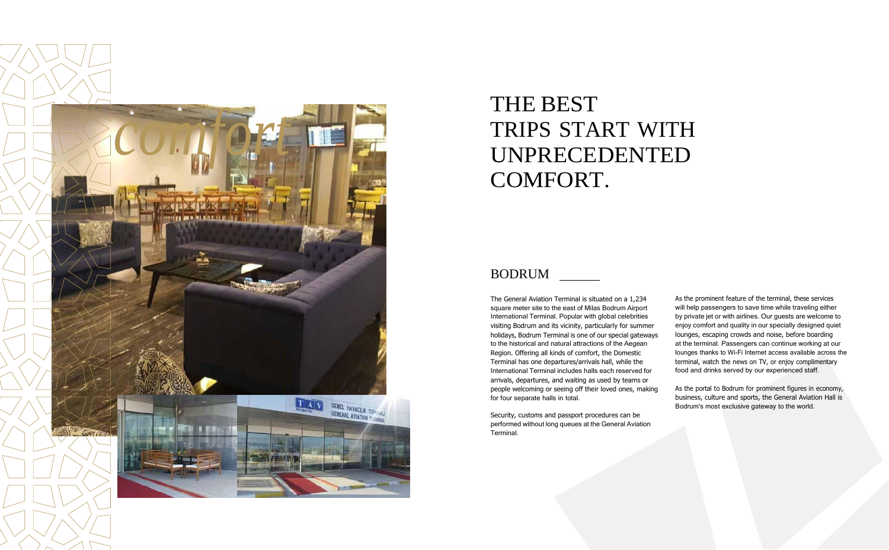# THE BEST TRIPS START WITH UNPRECEDENTED COMFORT.

## BODRUM

The General Aviation Terminal is situated on a 1,234 square meter site to the east of Milas Bodrum Airport International Terminal. Popular with global celebrities visiting Bodrum and its vicinity, particularly for summer holidays, Bodrum Terminal is one of our special gateways to the historical and natural attractions of the Aegean Region. Offering all kinds of comfort, the Domestic Terminal has one departures/arrivals hall, while the International Terminal includes halls each reserved for arrivals, departures, and waiting as used by teams or people welcoming or seeing off their loved ones, making for four separate halls in total.

Security, customs and passport procedures can be performed without long queues at the General Aviation Terminal.

As the prominent feature of the terminal, these services will help passengers to save time while traveling either by private jet or with airlines. Our guests are welcome to enjoy comfort and quality in our specially designed quiet lounges, escaping crowds and noise, before boarding at the terminal. Passengers can continue working at our lounges thanks to Wi-Fi Internet access available across the terminal, watch the news on TV, or enjoy complimentary food and drinks served by our experienced staff.

As the portal to Bodrum for prominent figures in economy, business, culture and sports, the General Aviation Hall is Bodrum's most exclusive gateway to the world.